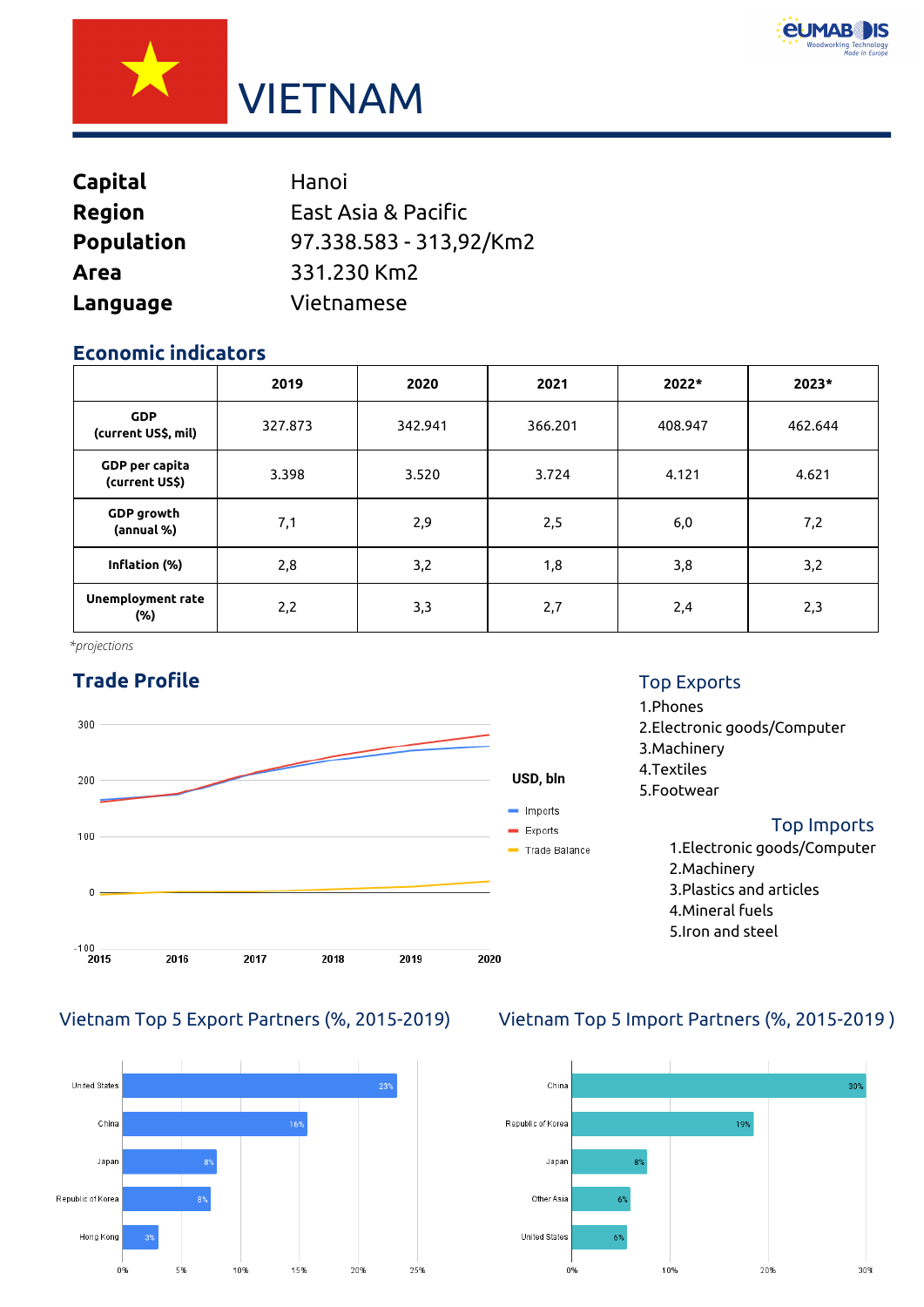# VIETNAM

| | |
|---|---|
| **Capital** | Hanoi |
| **Region** | East Asia & Pacific |
| **Population** | 97.338.583 - 313,92/Km2 |
| **Area** | 331.230 Km2 |
| **Language** | Vietnamese |

## Economic indicators

| | 2019 | 2020 | 2021 | 2022* | 2023* |
|---|---|---|---|---|---|
| **GDP (current US$, mil)** | 327.873 | 342.941 | 366.201 | 408.947 | 462.644 |
| **GDP per capita (current US$)** | 3.398 | 3.520 | 3.724 | 4.121 | 4.621 |
| **GDP growth (annual %)** | 7,1 | 2,9 | 2,5 | 6,0 | 7,2 |
| **Inflation (%)** | 2,8 | 3,2 | 1,8 | 3,8 | 3,2 |
| **Unemployment rate (%)** | 2,2 | 3,3 | 2,7 | 2,4 | 2,3 |

*projections*

## Trade Profile

USD, bln

- Imports
- Exports
- Trade Balance

### Top Exports

1. Phones
2. Electronic goods/Computer
3. Machinery
4. Textiles
5. Footwear

### Top Imports

1. Electronic goods/Computer
2. Machinery
3. Plastics and articles
4. Mineral fuels
5. Iron and steel

### Vietnam Top 5 Export Partners (%, 2015-2019)

| Partner | % |
|---|---|
| United States | 23% |
| China | 16% |
| Japan | 8% |
| Republic of Korea | 8% |
| Hong Kong | 3% |

### Vietnam Top 5 Import Partners (%, 2015-2019 )

| Partner | % |
|---|---|
| China | 30% |
| Republic of Korea | 19% |
| Japan | 8% |
| Other Asia | 6% |
| United States | 6% |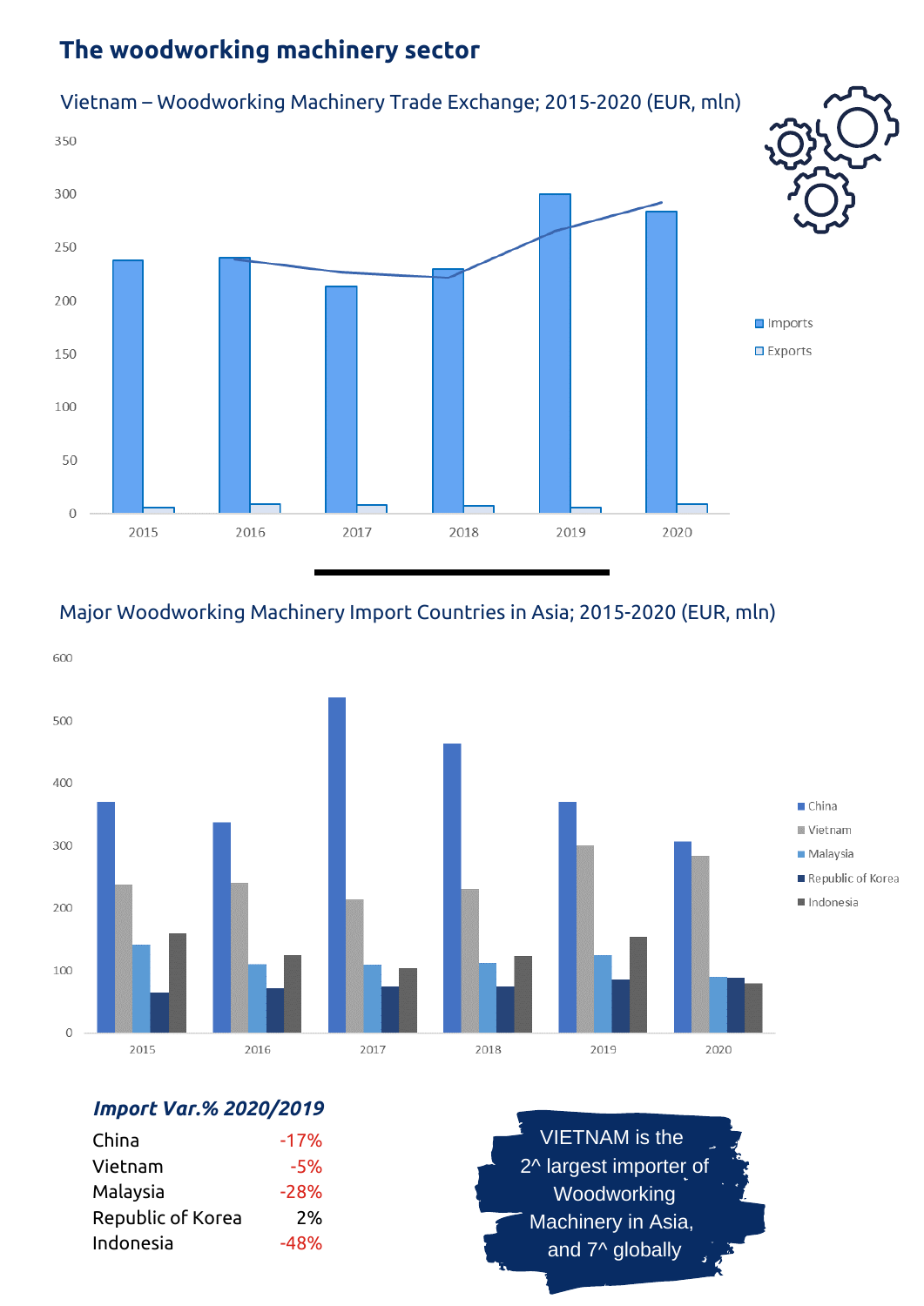# The woodworking machinery sector

## Vietnam – Woodworking Machinery Trade Exchange; 2015-2020 (EUR, mln)

## Major Woodworking Machinery Import Countries in Asia; 2015-2020 (EUR, mln)

***Import Var.% 2020/2019***

| | |
|---|---|
| China | -17% |
| Vietnam | -5% |
| Malaysia | -28% |
| Republic of Korea | 2% |
| Indonesia | -48% |

VIETNAM is the 2^ largest importer of Woodworking Machinery in Asia, and 7^ globally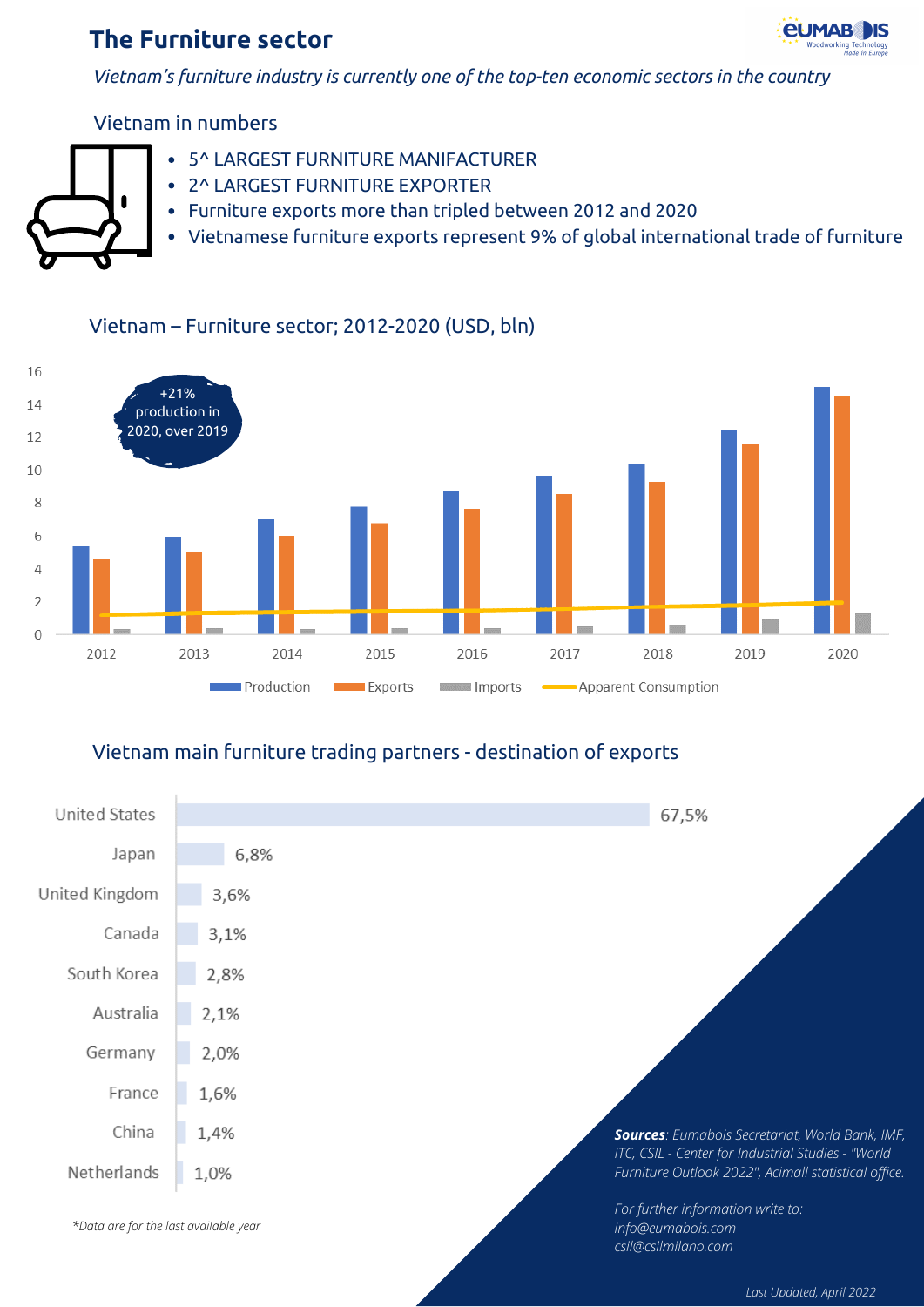# The Furniture sector

*Vietnam's furniture industry is currently one of the top-ten economic sectors in the country*

## Vietnam in numbers

- 5^ LARGEST FURNITURE MANIFACTURER
- 2^ LARGEST FURNITURE EXPORTER
- Furniture exports more than tripled between 2012 and 2020
- Vietnamese furniture exports represent 9% of global international trade of furniture

## Vietnam – Furniture sector; 2012-2020 (USD, bln)

+21% production in 2020, over 2019

16
14
12
10
8
6
4
2
0

2012 2013 2014 2015 2016 2017 2018 2019 2020

Production, Exports, Imports, Apparent Consumption

## Vietnam main furniture trading partners - destination of exports

United States 67,5%
Japan 6,8%
United Kingdom 3,6%
Canada 3,1%
South Korea 2,8%
Australia 2,1%
Germany 2,0%
France 1,6%
China 1,4%
Netherlands 1,0%

*\*Data are for the last available year*

***Sources**: Eumabois Secretariat, World Bank, IMF, ITC, CSIL - Center for Industrial Studies - "World Furniture Outlook 2022", Acimall statistical office.*

*For further information write to:*
*info@eumabois.com*
*csil@csilmilano.com*

*Last Updated, April 2022*